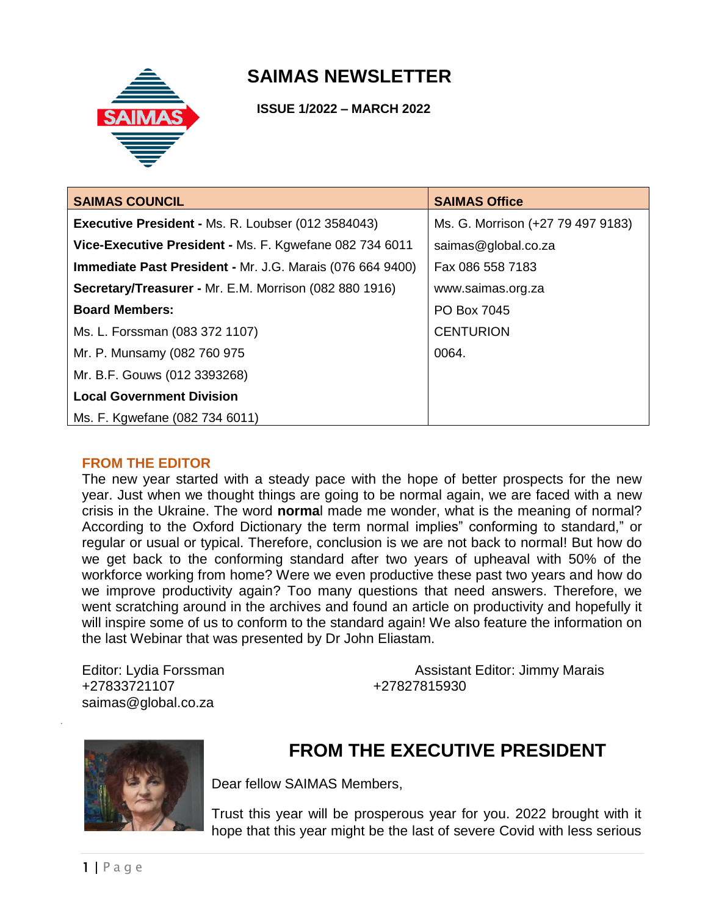# SAIMAS NEWSLETTER

**ISSUE 1/2022 – MARCH 2022**

| SAIMAS COUNCIL | SAIMAS Office |
|---|---|
| **Executive President -** Ms. R. Loubser (012 3584043) | Ms. G. Morrison (+27 79 497 9183) |
| **Vice-Executive President -** Ms. F. Kgwefane 082 734 6011 | saimas@global.co.za |
| **Immediate Past President -** Mr. J.G. Marais (076 664 9400) | Fax 086 558 7183 |
| **Secretary/Treasurer -** Mr. E.M. Morrison (082 880 1916) | www.saimas.org.za |
| **Board Members:** | PO Box 7045 |
| Ms. L. Forssman (083 372 1107) | CENTURION |
| Mr. P. Munsamy (082 760 975 | 0064. |
| Mr. B.F. Gouws (012 3393268) | |
| **Local Government Division** | |
| Ms. F. Kgwefane (082 734 6011) | |

## FROM THE EDITOR

The new year started with a steady pace with the hope of better prospects for the new year. Just when we thought things are going to be normal again, we are faced with a new crisis in the Ukraine. The word **norma**l made me wonder, what is the meaning of normal? According to the Oxford Dictionary the term normal implies" conforming to standard," or regular or usual or typical. Therefore, conclusion is we are not back to normal! But how do we get back to the conforming standard after two years of upheaval with 50% of the workforce working from home? Were we even productive these past two years and how do we improve productivity again? Too many questions that need answers. Therefore, we went scratching around in the archives and found an article on productivity and hopefully it will inspire some of us to conform to the standard again! We also feature the information on the last Webinar that was presented by Dr John Eliastam.

Editor: Lydia Forssman
+27833721107
saimas@global.co.za

Assistant Editor: Jimmy Marais
+27827815930

## FROM THE EXECUTIVE PRESIDENT

Dear fellow SAIMAS Members,

Trust this year will be prosperous year for you. 2022 brought with it hope that this year might be the last of severe Covid with less serious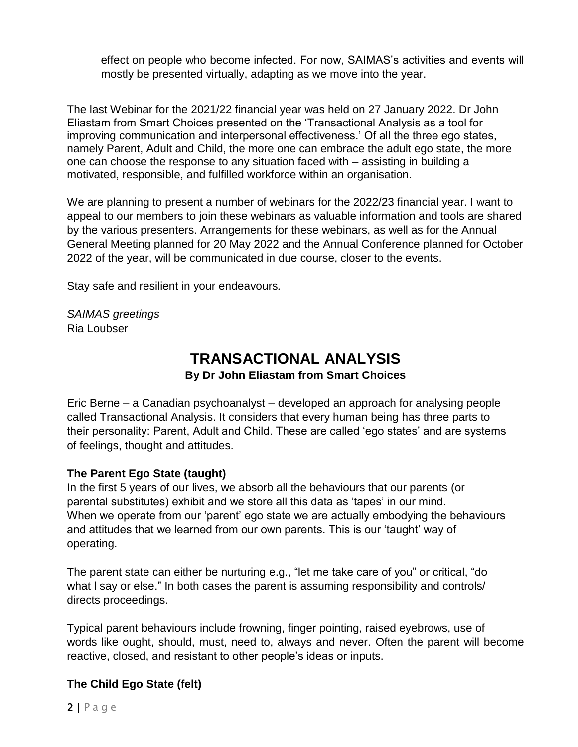effect on people who become infected. For now, SAIMAS's activities and events will mostly be presented virtually, adapting as we move into the year.

The last Webinar for the 2021/22 financial year was held on 27 January 2022. Dr John Eliastam from Smart Choices presented on the 'Transactional Analysis as a tool for improving communication and interpersonal effectiveness.' Of all the three ego states, namely Parent, Adult and Child, the more one can embrace the adult ego state, the more one can choose the response to any situation faced with – assisting in building a motivated, responsible, and fulfilled workforce within an organisation.

We are planning to present a number of webinars for the 2022/23 financial year. I want to appeal to our members to join these webinars as valuable information and tools are shared by the various presenters. Arrangements for these webinars, as well as for the Annual General Meeting planned for 20 May 2022 and the Annual Conference planned for October 2022 of the year, will be communicated in due course, closer to the events.

Stay safe and resilient in your endeavours.

*SAIMAS greetings*
Ria Loubser

# TRANSACTIONAL ANALYSIS

**By Dr John Eliastam from Smart Choices**

Eric Berne – a Canadian psychoanalyst – developed an approach for analysing people called Transactional Analysis. It considers that every human being has three parts to their personality: Parent, Adult and Child. These are called 'ego states' and are systems of feelings, thought and attitudes.

**The Parent Ego State (taught)**
In the first 5 years of our lives, we absorb all the behaviours that our parents (or parental substitutes) exhibit and we store all this data as 'tapes' in our mind. When we operate from our 'parent' ego state we are actually embodying the behaviours and attitudes that we learned from our own parents. This is our 'taught' way of operating.

The parent state can either be nurturing e.g., "let me take care of you" or critical, "do what I say or else." In both cases the parent is assuming responsibility and controls/ directs proceedings.

Typical parent behaviours include frowning, finger pointing, raised eyebrows, use of words like ought, should, must, need to, always and never. Often the parent will become reactive, closed, and resistant to other people's ideas or inputs.

**The Child Ego State (felt)**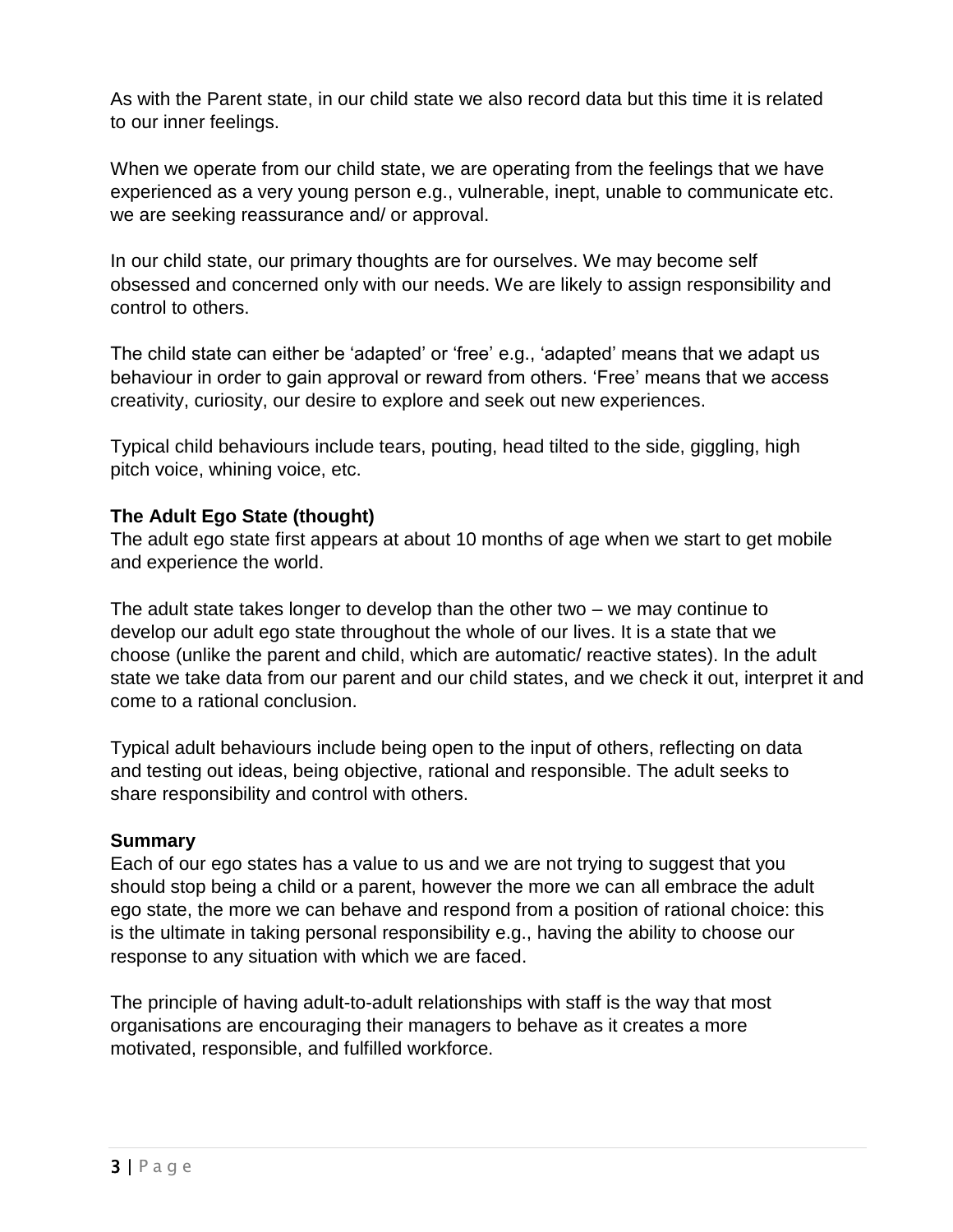As with the Parent state, in our child state we also record data but this time it is related to our inner feelings.

When we operate from our child state, we are operating from the feelings that we have experienced as a very young person e.g., vulnerable, inept, unable to communicate etc. we are seeking reassurance and/ or approval.

In our child state, our primary thoughts are for ourselves. We may become self obsessed and concerned only with our needs. We are likely to assign responsibility and control to others.

The child state can either be 'adapted' or 'free' e.g., 'adapted' means that we adapt us behaviour in order to gain approval or reward from others. 'Free' means that we access creativity, curiosity, our desire to explore and seek out new experiences.

Typical child behaviours include tears, pouting, head tilted to the side, giggling, high pitch voice, whining voice, etc.

**The Adult Ego State (thought)**

The adult ego state first appears at about 10 months of age when we start to get mobile and experience the world.

The adult state takes longer to develop than the other two – we may continue to develop our adult ego state throughout the whole of our lives. It is a state that we choose (unlike the parent and child, which are automatic/ reactive states). In the adult state we take data from our parent and our child states, and we check it out, interpret it and come to a rational conclusion.

Typical adult behaviours include being open to the input of others, reflecting on data and testing out ideas, being objective, rational and responsible. The adult seeks to share responsibility and control with others.

**Summary**

Each of our ego states has a value to us and we are not trying to suggest that you should stop being a child or a parent, however the more we can all embrace the adult ego state, the more we can behave and respond from a position of rational choice: this is the ultimate in taking personal responsibility e.g., having the ability to choose our response to any situation with which we are faced.

The principle of having adult-to-adult relationships with staff is the way that most organisations are encouraging their managers to behave as it creates a more motivated, responsible, and fulfilled workforce.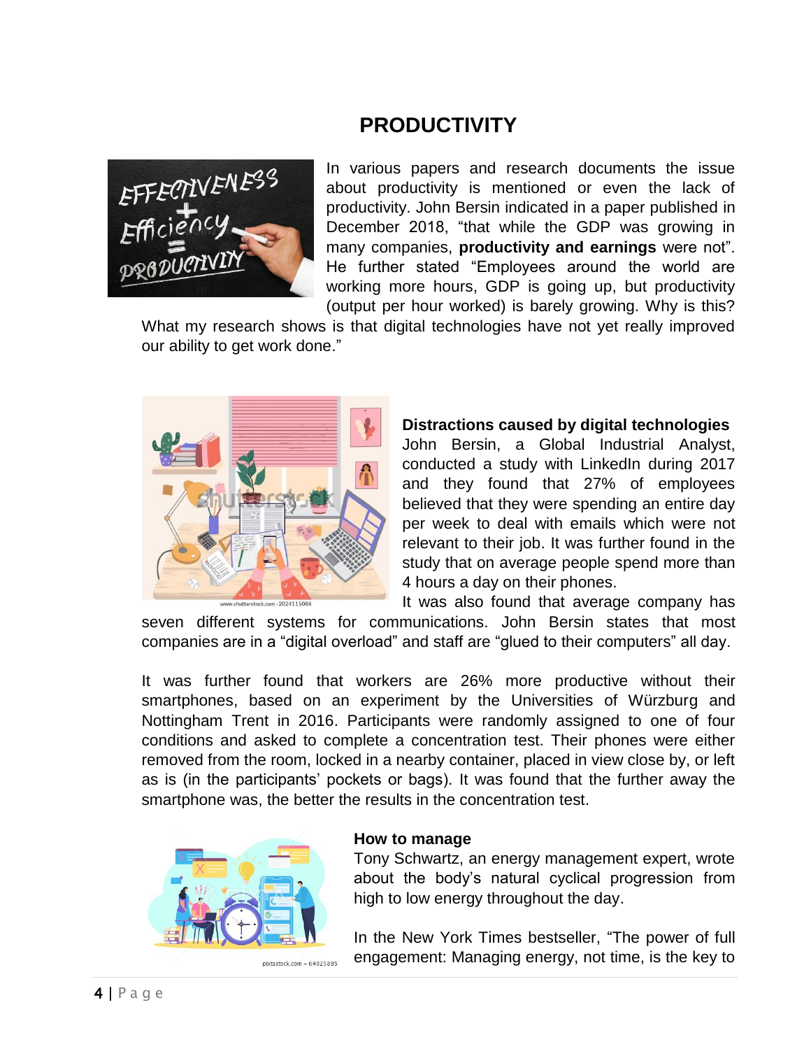# PRODUCTIVITY

In various papers and research documents the issue about productivity is mentioned or even the lack of productivity. John Bersin indicated in a paper published in December 2018, "that while the GDP was growing in many companies, **productivity and earnings** were not". He further stated "Employees around the world are working more hours, GDP is going up, but productivity (output per hour worked) is barely growing. Why is this? What my research shows is that digital technologies have not yet really improved our ability to get work done."

**Distractions caused by digital technologies**

John Bersin, a Global Industrial Analyst, conducted a study with LinkedIn during 2017 and they found that 27% of employees believed that they were spending an entire day per week to deal with emails which were not relevant to their job. It was further found in the study that on average people spend more than 4 hours a day on their phones.

It was also found that average company has seven different systems for communications. John Bersin states that most companies are in a "digital overload" and staff are "glued to their computers" all day.

It was further found that workers are 26% more productive without their smartphones, based on an experiment by the Universities of Würzburg and Nottingham Trent in 2016. Participants were randomly assigned to one of four conditions and asked to complete a concentration test. Their phones were either removed from the room, locked in a nearby container, placed in view close by, or left as is (in the participants' pockets or bags). It was found that the further away the smartphone was, the better the results in the concentration test.

**How to manage**

Tony Schwartz, an energy management expert, wrote about the body's natural cyclical progression from high to low energy throughout the day.

In the New York Times bestseller, "The power of full engagement: Managing energy, not time, is the key to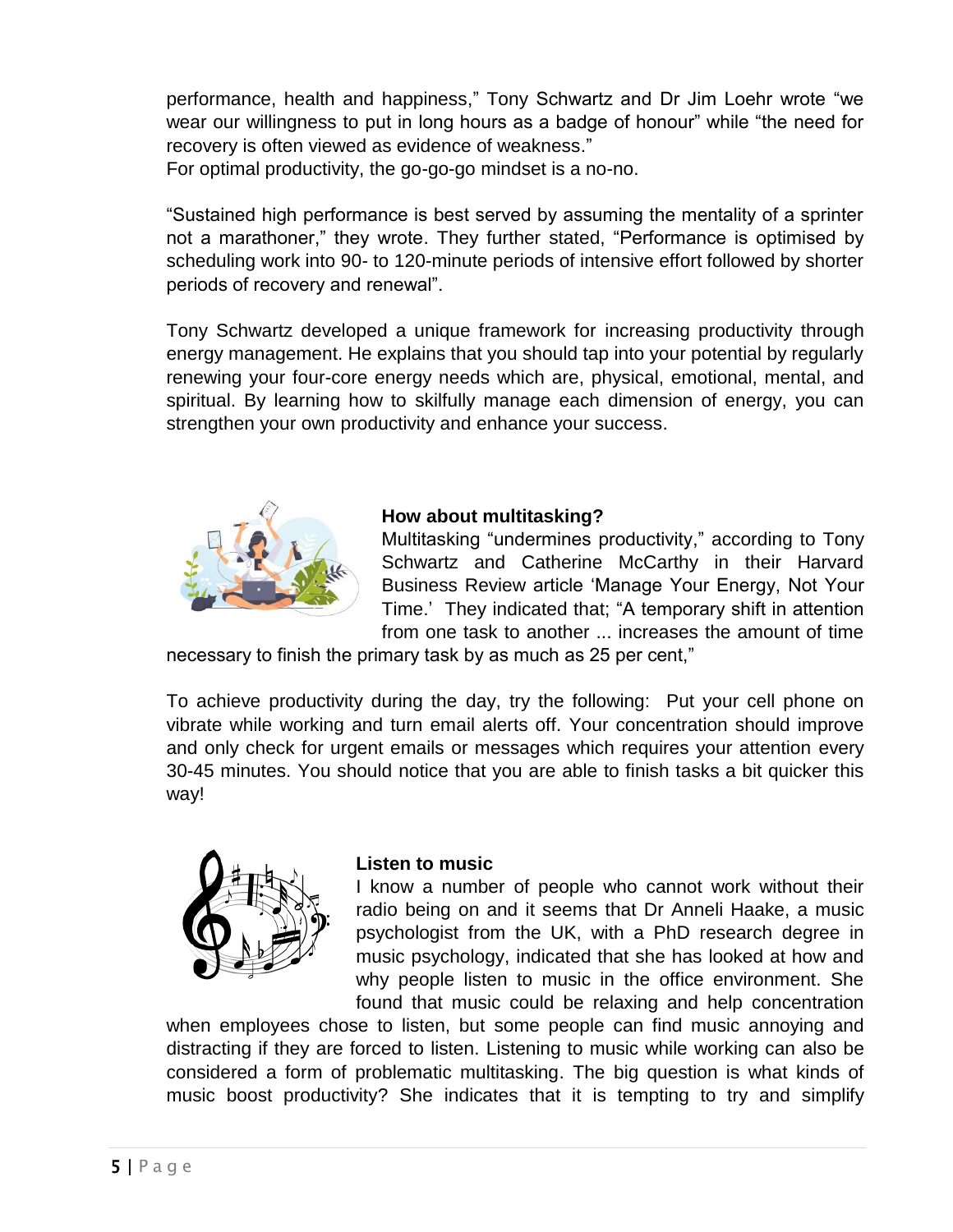performance, health and happiness," Tony Schwartz and Dr Jim Loehr wrote "we wear our willingness to put in long hours as a badge of honour" while "the need for recovery is often viewed as evidence of weakness."
For optimal productivity, the go-go-go mindset is a no-no.

"Sustained high performance is best served by assuming the mentality of a sprinter not a marathoner," they wrote. They further stated, "Performance is optimised by scheduling work into 90- to 120-minute periods of intensive effort followed by shorter periods of recovery and renewal".

Tony Schwartz developed a unique framework for increasing productivity through energy management. He explains that you should tap into your potential by regularly renewing your four-core energy needs which are, physical, emotional, mental, and spiritual. By learning how to skilfully manage each dimension of energy, you can strengthen your own productivity and enhance your success.

**How about multitasking?**

Multitasking "undermines productivity," according to Tony Schwartz and Catherine McCarthy in their Harvard Business Review article 'Manage Your Energy, Not Your Time.' They indicated that; "A temporary shift in attention from one task to another ... increases the amount of time necessary to finish the primary task by as much as 25 per cent,"

To achieve productivity during the day, try the following: Put your cell phone on vibrate while working and turn email alerts off. Your concentration should improve and only check for urgent emails or messages which requires your attention every 30-45 minutes. You should notice that you are able to finish tasks a bit quicker this way!

**Listen to music**

I know a number of people who cannot work without their radio being on and it seems that Dr Anneli Haake, a music psychologist from the UK, with a PhD research degree in music psychology, indicated that she has looked at how and why people listen to music in the office environment. She found that music could be relaxing and help concentration when employees chose to listen, but some people can find music annoying and distracting if they are forced to listen. Listening to music while working can also be considered a form of problematic multitasking. The big question is what kinds of music boost productivity? She indicates that it is tempting to try and simplify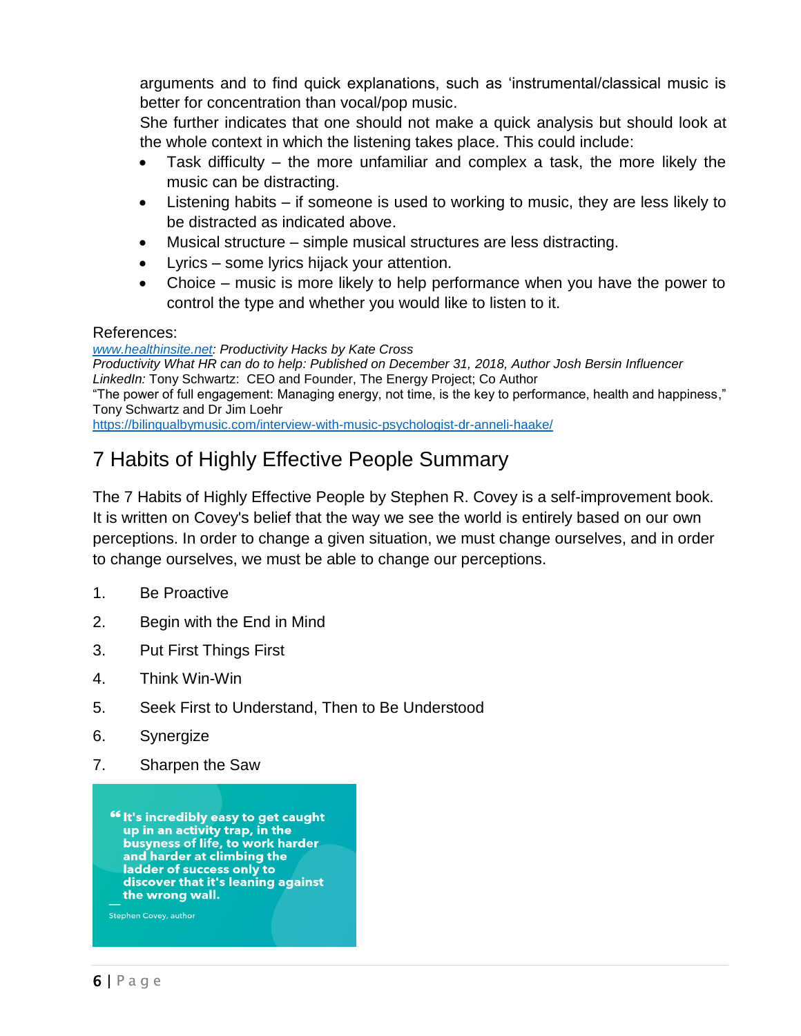arguments and to find quick explanations, such as 'instrumental/classical music is better for concentration than vocal/pop music.

She further indicates that one should not make a quick analysis but should look at the whole context in which the listening takes place. This could include:

- Task difficulty – the more unfamiliar and complex a task, the more likely the music can be distracting.
- Listening habits – if someone is used to working to music, they are less likely to be distracted as indicated above.
- Musical structure – simple musical structures are less distracting.
- Lyrics – some lyrics hijack your attention.
- Choice – music is more likely to help performance when you have the power to control the type and whether you would like to listen to it.

References:

*www.healthinsite.net: Productivity Hacks by Kate Cross*

*Productivity What HR can do to help: Published on December 31, 2018, Author Josh Bersin Influencer*

*LinkedIn:* Tony Schwartz: CEO and Founder, The Energy Project; Co Author

"The power of full engagement: Managing energy, not time, is the key to performance, health and happiness," Tony Schwartz and Dr Jim Loehr

https://bilingualbymusic.com/interview-with-music-psychologist-dr-anneli-haake/

## 7 Habits of Highly Effective People Summary

The 7 Habits of Highly Effective People by Stephen R. Covey is a self-improvement book. It is written on Covey's belief that the way we see the world is entirely based on our own perceptions. In order to change a given situation, we must change ourselves, and in order to change ourselves, we must be able to change our perceptions.

1. Be Proactive
2. Begin with the End in Mind
3. Put First Things First
4. Think Win-Win
5. Seek First to Understand, Then to Be Understood
6. Synergize
7. Sharpen the Saw

**"It's incredibly easy to get caught up in an activity trap, in the busyness of life, to work harder and harder at climbing the ladder of success only to discover that it's leaning against the wrong wall.**

— Stephen Covey, author